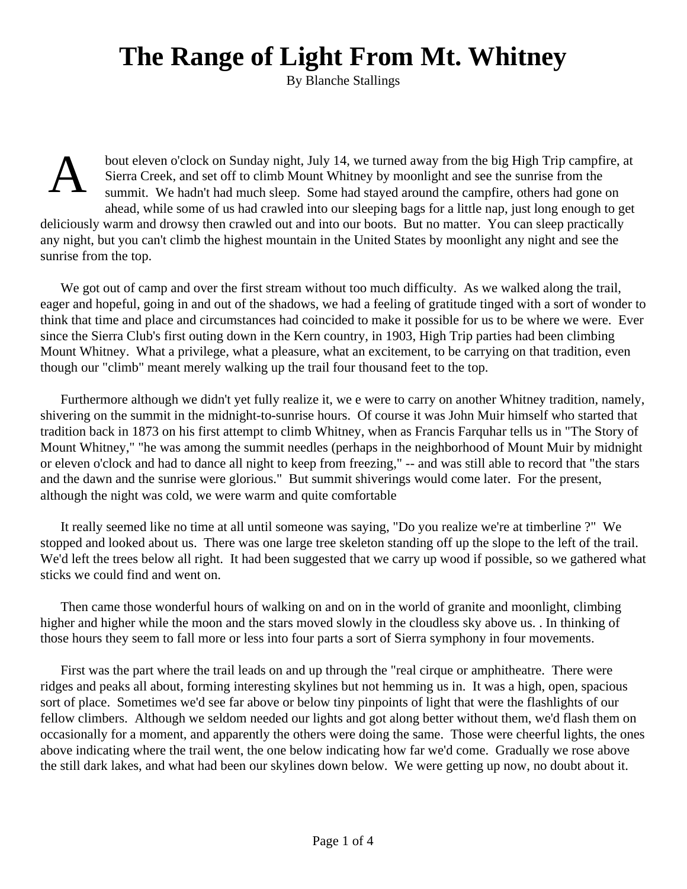# The Range of Light From Mt. Whitney

By Blanche Stallings

About eleven o'clock on Sunday night, July 14, we turned away from the big High Trip campfire, at Sierra Creek, and set off to climb Mount Whitney by moonlight and see the sunrise from the summit. We hadn't had much sleep. Some had stayed around the campfire, others had gone on ahead, while some of us had crawled into our sleeping bags for a little nap, just long enough to get deliciously warm and drowsy then crawled out and into our boots. But no matter. You can sleep practically any night, but you can't climb the highest mountain in the United States by moonlight any night and see the sunrise from the top.

We got out of camp and over the first stream without too much difficulty. As we walked along the trail, eager and hopeful, going in and out of the shadows, we had a feeling of gratitude tinged with a sort of wonder to think that time and place and circumstances had coincided to make it possible for us to be where we were. Ever since the Sierra Club's first outing down in the Kern country, in 1903, High Trip parties had been climbing Mount Whitney. What a privilege, what a pleasure, what an excitement, to be carrying on that tradition, even though our "climb" meant merely walking up the trail four thousand feet to the top.

Furthermore although we didn't yet fully realize it, we e were to carry on another Whitney tradition, namely, shivering on the summit in the midnight-to-sunrise hours. Of course it was John Muir himself who started that tradition back in 1873 on his first attempt to climb Whitney, when as Francis Farquhar tells us in "The Story of Mount Whitney," "he was among the summit needles (perhaps in the neighborhood of Mount Muir by midnight or eleven o'clock and had to dance all night to keep from freezing," -- and was still able to record that "the stars and the dawn and the sunrise were glorious." But summit shiverings would come later. For the present, although the night was cold, we were warm and quite comfortable

It really seemed like no time at all until someone was saying, "Do you realize we're at timberline ?" We stopped and looked about us. There was one large tree skeleton standing off up the slope to the left of the trail. We'd left the trees below all right. It had been suggested that we carry up wood if possible, so we gathered what sticks we could find and went on.

Then came those wonderful hours of walking on and on in the world of granite and moonlight, climbing higher and higher while the moon and the stars moved slowly in the cloudless sky above us. . In thinking of those hours they seem to fall more or less into four parts a sort of Sierra symphony in four movements.

First was the part where the trail leads on and up through the "real cirque or amphitheatre. There were ridges and peaks all about, forming interesting skylines but not hemming us in. It was a high, open, spacious sort of place. Sometimes we'd see far above or below tiny pinpoints of light that were the flashlights of our fellow climbers. Although we seldom needed our lights and got along better without them, we'd flash them on occasionally for a moment, and apparently the others were doing the same. Those were cheerful lights, the ones above indicating where the trail went, the one below indicating how far we'd come. Gradually we rose above the still dark lakes, and what had been our skylines down below. We were getting up now, no doubt about it.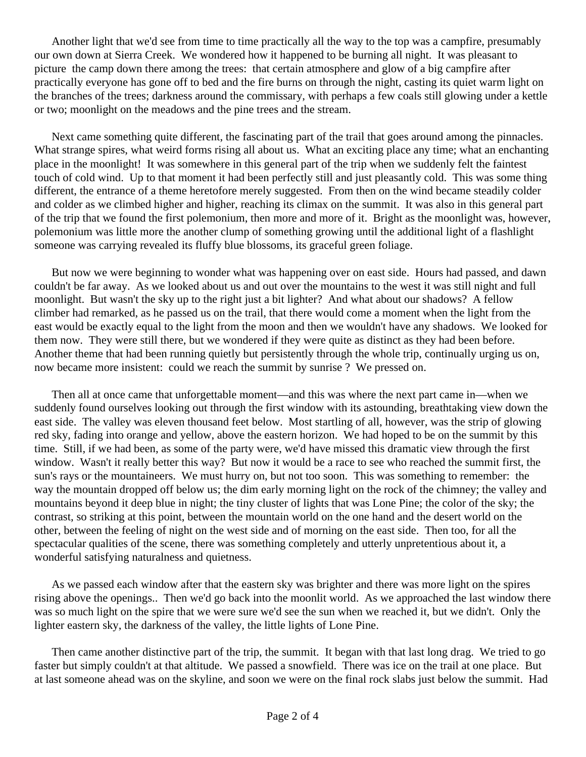Another light that we'd see from time to time practically all the way to the top was a campfire, presumably our own down at Sierra Creek. We wondered how it happened to be burning all night. It was pleasant to picture the camp down there among the trees: that certain atmosphere and glow of a big campfire after practically everyone has gone off to bed and the fire burns on through the night, casting its quiet warm light on the branches of the trees; darkness around the commissary, with perhaps a few coals still glowing under a kettle or two; moonlight on the meadows and the pine trees and the stream.

Next came something quite different, the fascinating part of the trail that goes around among the pinnacles. What strange spires, what weird forms rising all about us. What an exciting place any time; what an enchanting place in the moonlight! It was somewhere in this general part of the trip when we suddenly felt the faintest touch of cold wind. Up to that moment it had been perfectly still and just pleasantly cold. This was some thing different, the entrance of a theme heretofore merely suggested. From then on the wind became steadily colder and colder as we climbed higher and higher, reaching its climax on the summit. It was also in this general part of the trip that we found the first polemonium, then more and more of it. Bright as the moonlight was, however, polemonium was little more the another clump of something growing until the additional light of a flashlight someone was carrying revealed its fluffy blue blossoms, its graceful green foliage.

But now we were beginning to wonder what was happening over on east side. Hours had passed, and dawn couldn't be far away. As we looked about us and out over the mountains to the west it was still night and full moonlight. But wasn't the sky up to the right just a bit lighter? And what about our shadows? A fellow climber had remarked, as he passed us on the trail, that there would come a moment when the light from the east would be exactly equal to the light from the moon and then we wouldn't have any shadows. We looked for them now. They were still there, but we wondered if they were quite as distinct as they had been before. Another theme that had been running quietly but persistently through the whole trip, continually urging us on, now became more insistent: could we reach the summit by sunrise ? We pressed on.

Then all at once came that unforgettable moment—and this was where the next part came in—when we suddenly found ourselves looking out through the first window with its astounding, breathtaking view down the east side. The valley was eleven thousand feet below. Most startling of all, however, was the strip of glowing red sky, fading into orange and yellow, above the eastern horizon. We had hoped to be on the summit by this time. Still, if we had been, as some of the party were, we'd have missed this dramatic view through the first window. Wasn't it really better this way? But now it would be a race to see who reached the summit first, the sun's rays or the mountaineers. We must hurry on, but not too soon. This was something to remember: the way the mountain dropped off below us; the dim early morning light on the rock of the chimney; the valley and mountains beyond it deep blue in night; the tiny cluster of lights that was Lone Pine; the color of the sky; the contrast, so striking at this point, between the mountain world on the one hand and the desert world on the other, between the feeling of night on the west side and of morning on the east side. Then too, for all the spectacular qualities of the scene, there was something completely and utterly unpretentious about it, a wonderful satisfying naturalness and quietness.

As we passed each window after that the eastern sky was brighter and there was more light on the spires rising above the openings.. Then we'd go back into the moonlit world. As we approached the last window there was so much light on the spire that we were sure we'd see the sun when we reached it, but we didn't. Only the lighter eastern sky, the darkness of the valley, the little lights of Lone Pine.

Then came another distinctive part of the trip, the summit. It began with that last long drag. We tried to go faster but simply couldn't at that altitude. We passed a snowfield. There was ice on the trail at one place. But at last someone ahead was on the skyline, and soon we were on the final rock slabs just below the summit. Had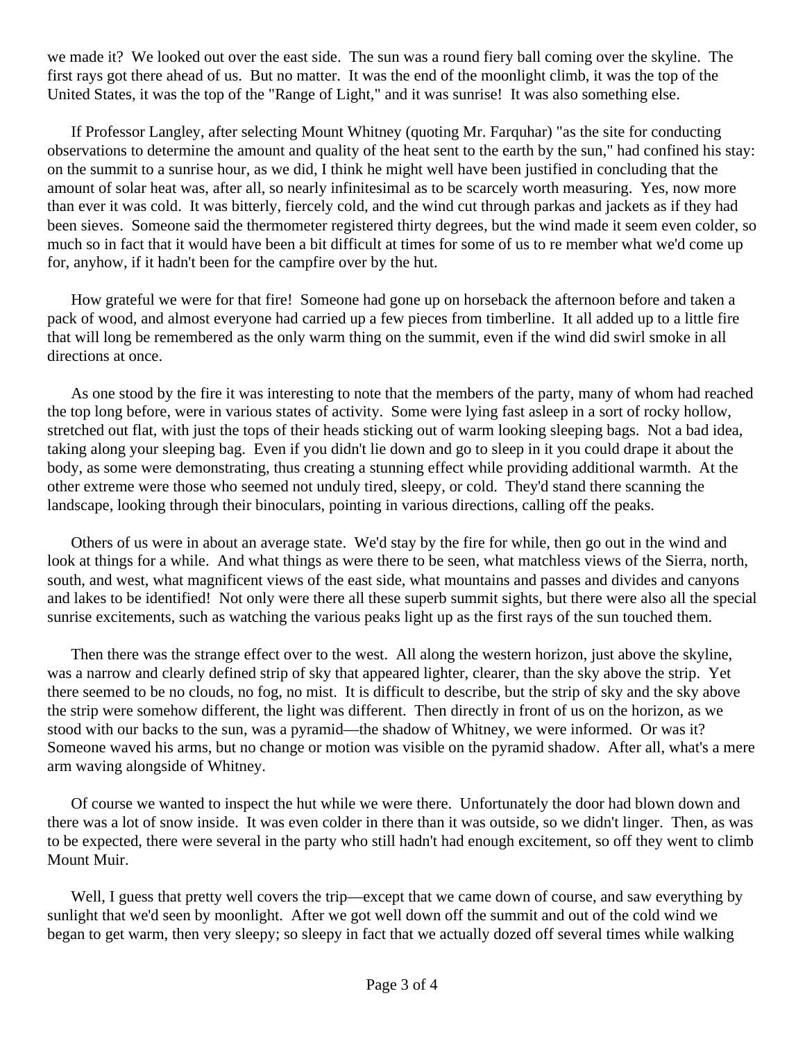we made it? We looked out over the east side. The sun was a round fiery ball coming over the skyline. The first rays got there ahead of us. But no matter. It was the end of the moonlight climb, it was the top of the United States, it was the top of the "Range of Light," and it was sunrise! It was also something else.

If Professor Langley, after selecting Mount Whitney (quoting Mr. Farquhar) "as the site for conducting observations to determine the amount and quality of the heat sent to the earth by the sun," had confined his stay: on the summit to a sunrise hour, as we did, I think he might well have been justified in concluding that the amount of solar heat was, after all, so nearly infinitesimal as to be scarcely worth measuring. Yes, now more than ever it was cold. It was bitterly, fiercely cold, and the wind cut through parkas and jackets as if they had been sieves. Someone said the thermometer registered thirty degrees, but the wind made it seem even colder, so much so in fact that it would have been a bit difficult at times for some of us to re member what we'd come up for, anyhow, if it hadn't been for the campfire over by the hut.

How grateful we were for that fire! Someone had gone up on horseback the afternoon before and taken a pack of wood, and almost everyone had carried up a few pieces from timberline. It all added up to a little fire that will long be remembered as the only warm thing on the summit, even if the wind did swirl smoke in all directions at once.

As one stood by the fire it was interesting to note that the members of the party, many of whom had reached the top long before, were in various states of activity. Some were lying fast asleep in a sort of rocky hollow, stretched out flat, with just the tops of their heads sticking out of warm looking sleeping bags. Not a bad idea, taking along your sleeping bag. Even if you didn't lie down and go to sleep in it you could drape it about the body, as some were demonstrating, thus creating a stunning effect while providing additional warmth. At the other extreme were those who seemed not unduly tired, sleepy, or cold. They'd stand there scanning the landscape, looking through their binoculars, pointing in various directions, calling off the peaks.

Others of us were in about an average state. We'd stay by the fire for while, then go out in the wind and look at things for a while. And what things as were there to be seen, what matchless views of the Sierra, north, south, and west, what magnificent views of the east side, what mountains and passes and divides and canyons and lakes to be identified! Not only were there all these superb summit sights, but there were also all the special sunrise excitements, such as watching the various peaks light up as the first rays of the sun touched them.

Then there was the strange effect over to the west. All along the western horizon, just above the skyline, was a narrow and clearly defined strip of sky that appeared lighter, clearer, than the sky above the strip. Yet there seemed to be no clouds, no fog, no mist. It is difficult to describe, but the strip of sky and the sky above the strip were somehow different, the light was different. Then directly in front of us on the horizon, as we stood with our backs to the sun, was a pyramid—the shadow of Whitney, we were informed. Or was it? Someone waved his arms, but no change or motion was visible on the pyramid shadow. After all, what's a mere arm waving alongside of Whitney.

Of course we wanted to inspect the hut while we were there. Unfortunately the door had blown down and there was a lot of snow inside. It was even colder in there than it was outside, so we didn't linger. Then, as was to be expected, there were several in the party who still hadn't had enough excitement, so off they went to climb Mount Muir.

Well, I guess that pretty well covers the trip—except that we came down of course, and saw everything by sunlight that we'd seen by moonlight. After we got well down off the summit and out of the cold wind we began to get warm, then very sleepy; so sleepy in fact that we actually dozed off several times while walking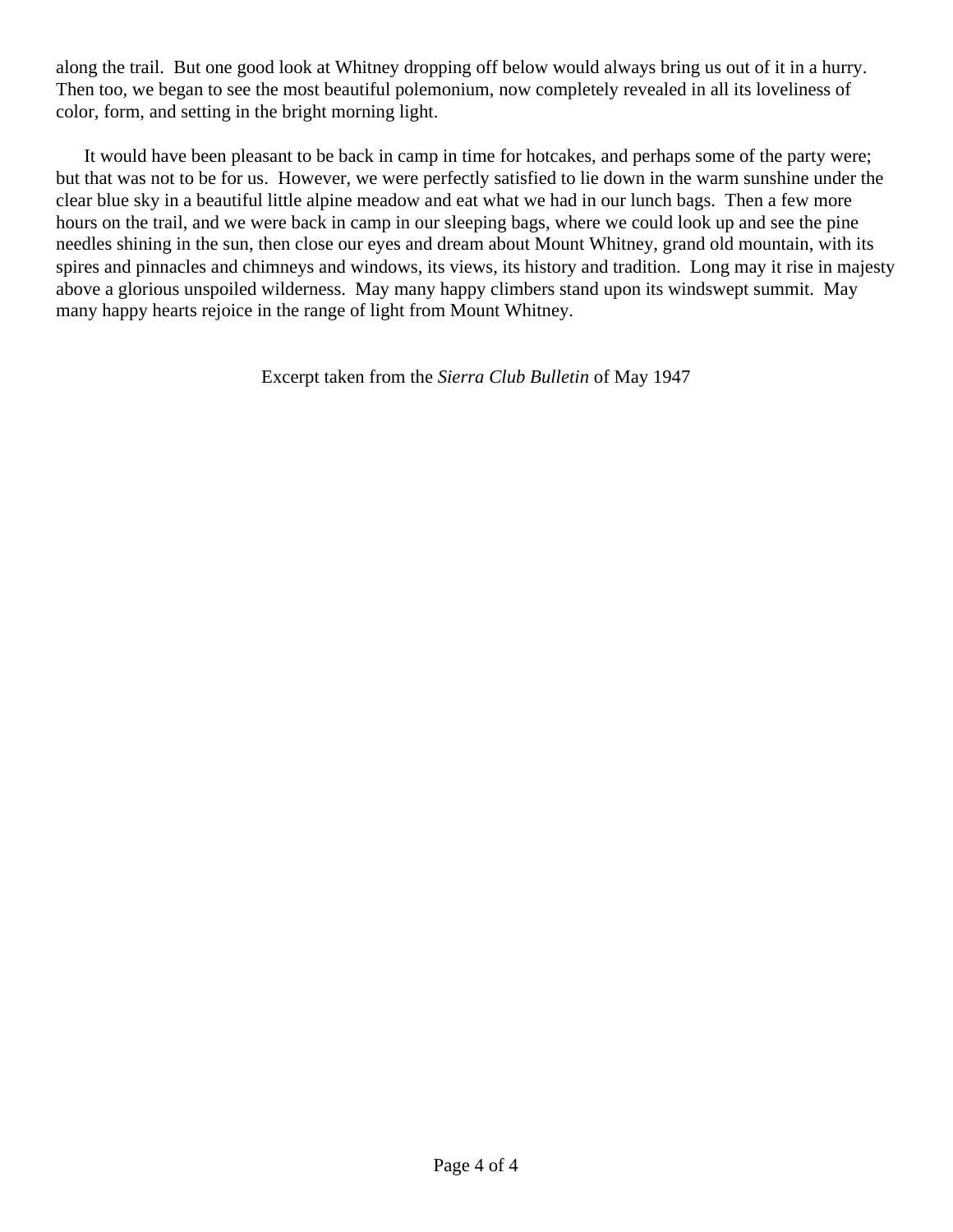along the trail. But one good look at Whitney dropping off below would always bring us out of it in a hurry. Then too, we began to see the most beautiful polemonium, now completely revealed in all its loveliness of color, form, and setting in the bright morning light.

It would have been pleasant to be back in camp in time for hotcakes, and perhaps some of the party were; but that was not to be for us. However, we were perfectly satisfied to lie down in the warm sunshine under the clear blue sky in a beautiful little alpine meadow and eat what we had in our lunch bags. Then a few more hours on the trail, and we were back in camp in our sleeping bags, where we could look up and see the pine needles shining in the sun, then close our eyes and dream about Mount Whitney, grand old mountain, with its spires and pinnacles and chimneys and windows, its views, its history and tradition. Long may it rise in majesty above a glorious unspoiled wilderness. May many happy climbers stand upon its windswept summit. May many happy hearts rejoice in the range of light from Mount Whitney.

Excerpt taken from the *Sierra Club Bulletin* of May 1947